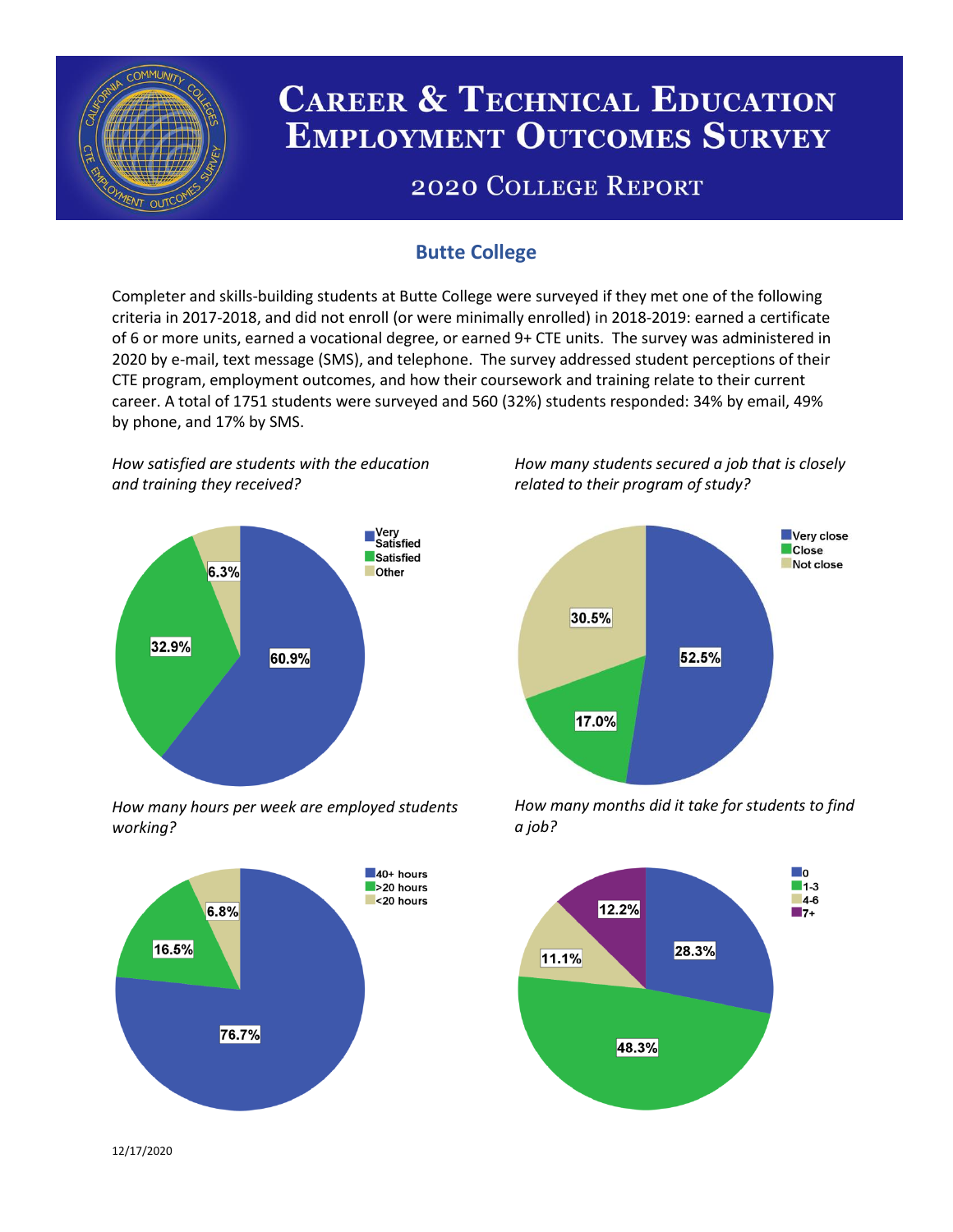# Career & Technical Education Employment Outcomes Survey

## 2020 College Report

## Butte College

Completer and skills-building students at Butte College were surveyed if they met one of the following criteria in 2017-2018, and did not enroll (or were minimally enrolled) in 2018-2019: earned a certificate of 6 or more units, earned a vocational degree, or earned 9+ CTE units. The survey was administered in 2020 by e-mail, text message (SMS), and telephone. The survey addressed student perceptions of their CTE program, employment outcomes, and how their coursework and training relate to their current career. A total of 1751 students were surveyed and 560 (32%) students responded: 34% by email, 49% by phone, and 17% by SMS.

*How satisfied are students with the education and training they received?*

| Response | Percent |
|---|---|
| Very Satisfied | 60.9% |
| Satisfied | 32.9% |
| Other | 6.3% |

*How many students secured a job that is closely related to their program of study?*

| Response | Percent |
|---|---|
| Very close | 52.5% |
| Close | 17.0% |
| Not close | 30.5% |

*How many hours per week are employed students working?*

| Response | Percent |
|---|---|
| 40+ hours | 76.7% |
| >20 hours | 16.5% |
| <20 hours | 6.8% |

*How many months did it take for students to find a job?*

| Response | Percent |
|---|---|
| 0 | 28.3% |
| 1-3 | 48.3% |
| 4-6 | 11.1% |
| 7+ | 12.2% |

12/17/2020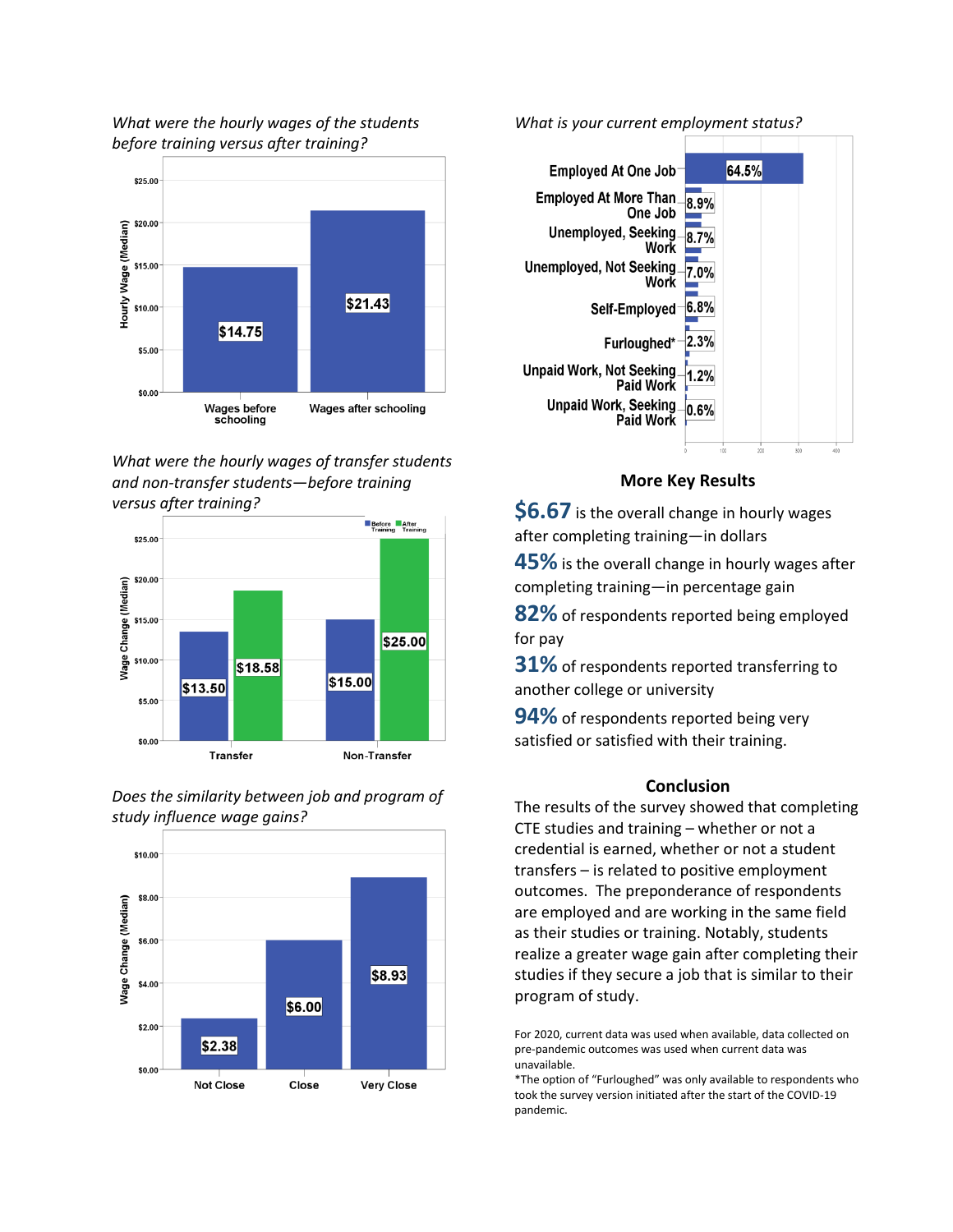*What were the hourly wages of the students before training versus after training?*

Hourly Wage (Median)

$25.00
$20.00
$15.00
$10.00
$5.00
$0.00

$14.75
$21.43

Wages before schooling
Wages after schooling

*What were the hourly wages of transfer students and non-transfer students—before training versus after training?*

Before Training
After Training

Wage Change (Median)

$25.00
$20.00
$15.00
$10.00
$5.00
$0.00

$13.50
$18.58
$15.00
$25.00

Transfer
Non-Transfer

*Does the similarity between job and program of study influence wage gains?*

Wage Change (Median)

$10.00
$8.00
$6.00
$4.00
$2.00
$0.00

$2.38
$6.00
$8.93

Not Close
Close
Very Close

*What is your current employment status?*

Employed At One Job 64.5%
Employed At More Than One Job 8.9%
Unemployed, Seeking Work 8.7%
Unemployed, Not Seeking Work 7.0%
Self-Employed 6.8%
Furloughed* 2.3%
Unpaid Work, Not Seeking Paid Work 1.2%
Unpaid Work, Seeking Paid Work 0.6%

0
100
200
300
400

## More Key Results

**$6.67** is the overall change in hourly wages after completing training—in dollars

**45%** is the overall change in hourly wages after completing training—in percentage gain

**82%** of respondents reported being employed for pay

**31%** of respondents reported transferring to another college or university

**94%** of respondents reported being very satisfied or satisfied with their training.

## Conclusion

The results of the survey showed that completing CTE studies and training – whether or not a credential is earned, whether or not a student transfers – is related to positive employment outcomes. The preponderance of respondents are employed and are working in the same field as their studies or training. Notably, students realize a greater wage gain after completing their studies if they secure a job that is similar to their program of study.

For 2020, current data was used when available, data collected on pre-pandemic outcomes was used when current data was unavailable.
*The option of "Furloughed" was only available to respondents who took the survey version initiated after the start of the COVID-19 pandemic.